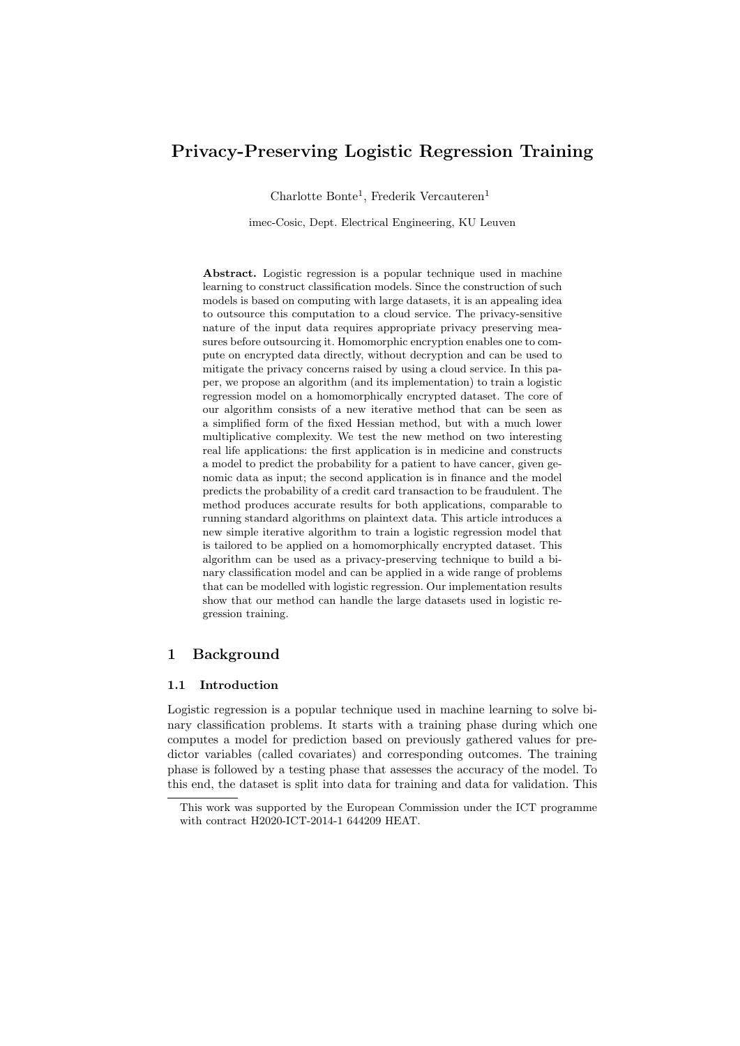# Privacy-Preserving Logistic Regression Training

Charlotte Bonte[1], Frederik Vercauteren[1]

imec-Cosic, Dept. Electrical Engineering, KU Leuven

**Abstract.** Logistic regression is a popular technique used in machine learning to construct classification models. Since the construction of such models is based on computing with large datasets, it is an appealing idea to outsource this computation to a cloud service. The privacy-sensitive nature of the input data requires appropriate privacy preserving measures before outsourcing it. Homomorphic encryption enables one to compute on encrypted data directly, without decryption and can be used to mitigate the privacy concerns raised by using a cloud service. In this paper, we propose an algorithm (and its implementation) to train a logistic regression model on a homomorphically encrypted dataset. The core of our algorithm consists of a new iterative method that can be seen as a simplified form of the fixed Hessian method, but with a much lower multiplicative complexity. We test the new method on two interesting real life applications: the first application is in medicine and constructs a model to predict the probability for a patient to have cancer, given genomic data as input; the second application is in finance and the model predicts the probability of a credit card transaction to be fraudulent. The method produces accurate results for both applications, comparable to running standard algorithms on plaintext data. This article introduces a new simple iterative algorithm to train a logistic regression model that is tailored to be applied on a homomorphically encrypted dataset. This algorithm can be used as a privacy-preserving technique to build a binary classification model and can be applied in a wide range of problems that can be modelled with logistic regression. Our implementation results show that our method can handle the large datasets used in logistic regression training.

## 1 Background

### 1.1 Introduction

Logistic regression is a popular technique used in machine learning to solve binary classification problems. It starts with a training phase during which one computes a model for prediction based on previously gathered values for predictor variables (called covariates) and corresponding outcomes. The training phase is followed by a testing phase that assesses the accuracy of the model. To this end, the dataset is split into data for training and data for validation. This

This work was supported by the European Commission under the ICT programme with contract H2020-ICT-2014-1 644209 HEAT.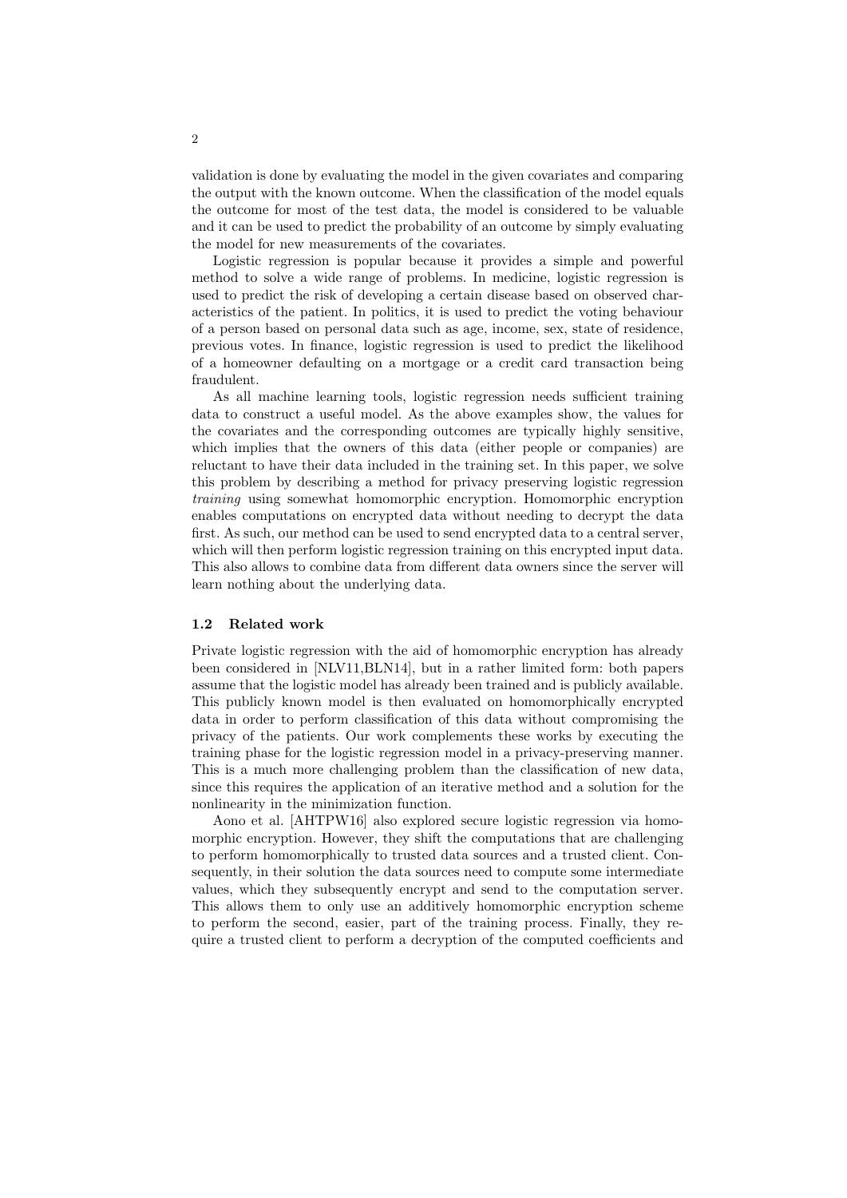validation is done by evaluating the model in the given covariates and comparing the output with the known outcome. When the classification of the model equals the outcome for most of the test data, the model is considered to be valuable and it can be used to predict the probability of an outcome by simply evaluating the model for new measurements of the covariates.

Logistic regression is popular because it provides a simple and powerful method to solve a wide range of problems. In medicine, logistic regression is used to predict the risk of developing a certain disease based on observed characteristics of the patient. In politics, it is used to predict the voting behaviour of a person based on personal data such as age, income, sex, state of residence, previous votes. In finance, logistic regression is used to predict the likelihood of a homeowner defaulting on a mortgage or a credit card transaction being fraudulent.

As all machine learning tools, logistic regression needs sufficient training data to construct a useful model. As the above examples show, the values for the covariates and the corresponding outcomes are typically highly sensitive, which implies that the owners of this data (either people or companies) are reluctant to have their data included in the training set. In this paper, we solve this problem by describing a method for privacy preserving logistic regression *training* using somewhat homomorphic encryption. Homomorphic encryption enables computations on encrypted data without needing to decrypt the data first. As such, our method can be used to send encrypted data to a central server, which will then perform logistic regression training on this encrypted input data. This also allows to combine data from different data owners since the server will learn nothing about the underlying data.

### 1.2 Related work

Private logistic regression with the aid of homomorphic encryption has already been considered in [NLV11,BLN14], but in a rather limited form: both papers assume that the logistic model has already been trained and is publicly available. This publicly known model is then evaluated on homomorphically encrypted data in order to perform classification of this data without compromising the privacy of the patients. Our work complements these works by executing the training phase for the logistic regression model in a privacy-preserving manner. This is a much more challenging problem than the classification of new data, since this requires the application of an iterative method and a solution for the nonlinearity in the minimization function.

Aono et al. [AHTPW16] also explored secure logistic regression via homomorphic encryption. However, they shift the computations that are challenging to perform homomorphically to trusted data sources and a trusted client. Consequently, in their solution the data sources need to compute some intermediate values, which they subsequently encrypt and send to the computation server. This allows them to only use an additively homomorphic encryption scheme to perform the second, easier, part of the training process. Finally, they require a trusted client to perform a decryption of the computed coefficients and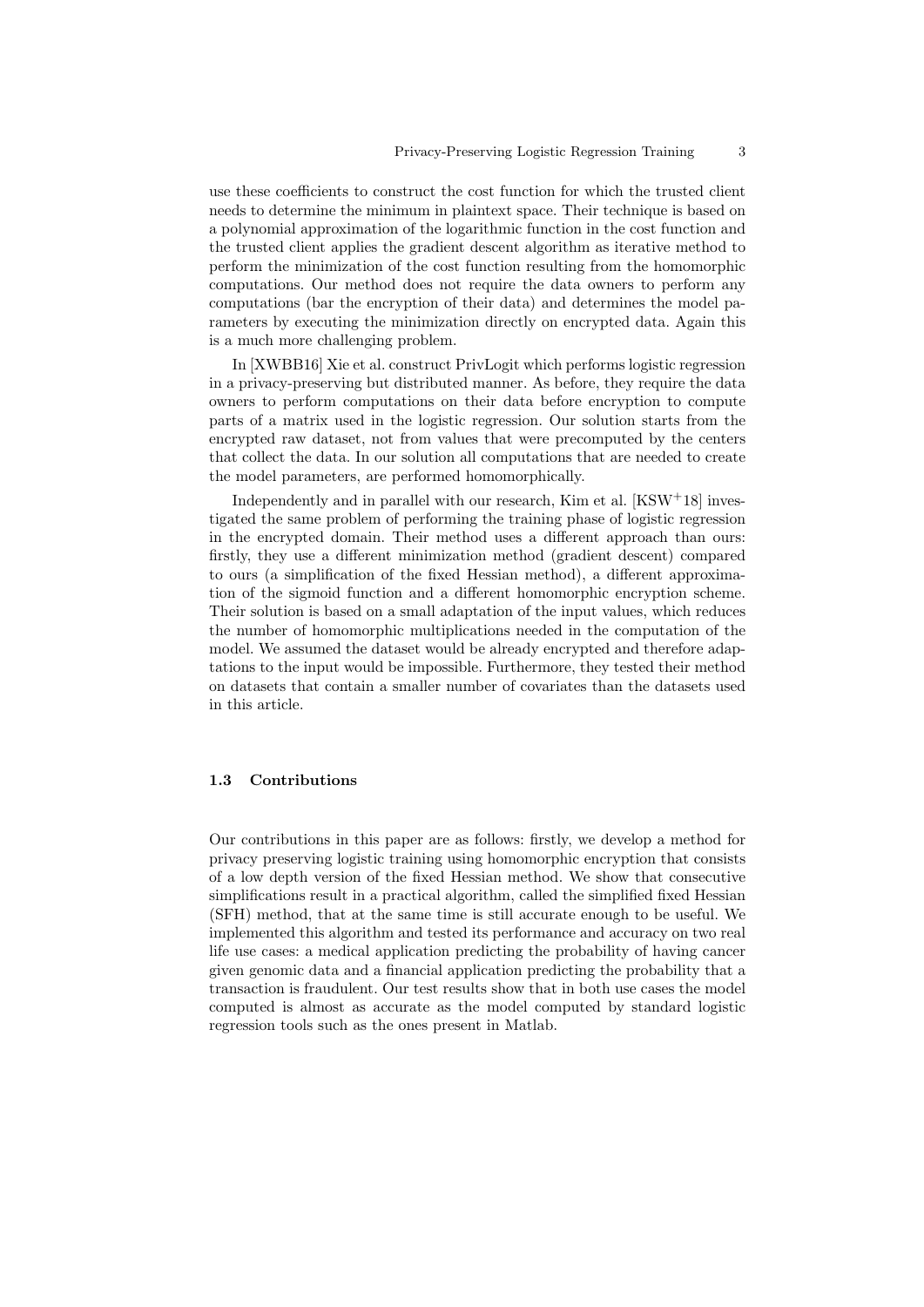use these coefficients to construct the cost function for which the trusted client needs to determine the minimum in plaintext space. Their technique is based on a polynomial approximation of the logarithmic function in the cost function and the trusted client applies the gradient descent algorithm as iterative method to perform the minimization of the cost function resulting from the homomorphic computations. Our method does not require the data owners to perform any computations (bar the encryption of their data) and determines the model parameters by executing the minimization directly on encrypted data. Again this is a much more challenging problem.

In [XWBB16] Xie et al. construct PrivLogit which performs logistic regression in a privacy-preserving but distributed manner. As before, they require the data owners to perform computations on their data before encryption to compute parts of a matrix used in the logistic regression. Our solution starts from the encrypted raw dataset, not from values that were precomputed by the centers that collect the data. In our solution all computations that are needed to create the model parameters, are performed homomorphically.

Independently and in parallel with our research, Kim et al. [KSW+18] investigated the same problem of performing the training phase of logistic regression in the encrypted domain. Their method uses a different approach than ours: firstly, they use a different minimization method (gradient descent) compared to ours (a simplification of the fixed Hessian method), a different approximation of the sigmoid function and a different homomorphic encryption scheme. Their solution is based on a small adaptation of the input values, which reduces the number of homomorphic multiplications needed in the computation of the model. We assumed the dataset would be already encrypted and therefore adaptations to the input would be impossible. Furthermore, they tested their method on datasets that contain a smaller number of covariates than the datasets used in this article.

### 1.3 Contributions

Our contributions in this paper are as follows: firstly, we develop a method for privacy preserving logistic training using homomorphic encryption that consists of a low depth version of the fixed Hessian method. We show that consecutive simplifications result in a practical algorithm, called the simplified fixed Hessian (SFH) method, that at the same time is still accurate enough to be useful. We implemented this algorithm and tested its performance and accuracy on two real life use cases: a medical application predicting the probability of having cancer given genomic data and a financial application predicting the probability that a transaction is fraudulent. Our test results show that in both use cases the model computed is almost as accurate as the model computed by standard logistic regression tools such as the ones present in Matlab.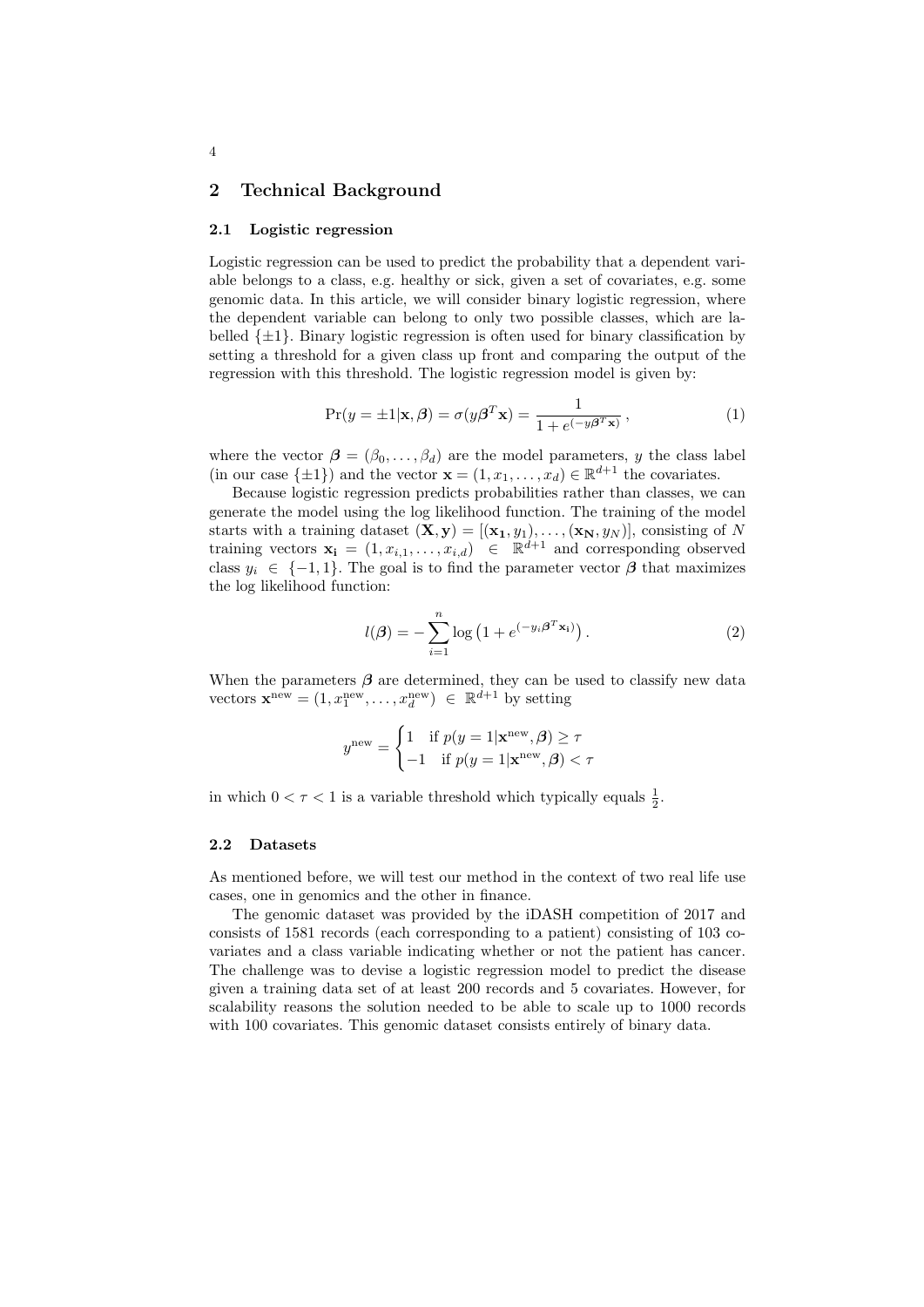## 2 Technical Background

### 2.1 Logistic regression

Logistic regression can be used to predict the probability that a dependent variable belongs to a class, e.g. healthy or sick, given a set of covariates, e.g. some genomic data. In this article, we will consider binary logistic regression, where the dependent variable can belong to only two possible classes, which are labelled $\{\pm 1\}$. Binary logistic regression is often used for binary classification by setting a threshold for a given class up front and comparing the output of the regression with this threshold. The logistic regression model is given by:

$$\Pr(y = \pm 1 | \mathbf{x}, \boldsymbol{\beta}) = \sigma(y \boldsymbol{\beta}^T \mathbf{x}) = \frac{1}{1 + e^{(-y \boldsymbol{\beta}^T \mathbf{x})}} , \tag{1}$$

where the vector $\boldsymbol{\beta} = (\beta_0, \ldots, \beta_d)$ are the model parameters, $y$ the class label (in our case $\{\pm 1\}$) and the vector $\mathbf{x} = (1, x_1, \ldots, x_d) \in \mathbb{R}^{d+1}$ the covariates.

Because logistic regression predicts probabilities rather than classes, we can generate the model using the log likelihood function. The training of the model starts with a training dataset $(\mathbf{X}, \mathbf{y}) = [(\mathbf{x_1}, y_1), \ldots, (\mathbf{x_N}, y_N)]$, consisting of $N$ training vectors $\mathbf{x_i} = (1, x_{i,1}, \ldots, x_{i,d}) \in \mathbb{R}^{d+1}$ and corresponding observed class $y_i \in \{-1, 1\}$. The goal is to find the parameter vector $\boldsymbol{\beta}$ that maximizes the log likelihood function:

$$l(\boldsymbol{\beta}) = -\sum_{i=1}^{n} \log \left(1 + e^{(-y_i \boldsymbol{\beta}^T \mathbf{x_i})}\right) . \tag{2}$$

When the parameters $\boldsymbol{\beta}$ are determined, they can be used to classify new data vectors $\mathbf{x}^{\text{new}} = (1, x_1^{\text{new}}, \ldots, x_d^{\text{new}}) \in \mathbb{R}^{d+1}$ by setting

$$y^{\text{new}} = \begin{cases} 1 & \text{if } p(y = 1 | \mathbf{x}^{\text{new}}, \boldsymbol{\beta}) \geq \tau \\ -1 & \text{if } p(y = 1 | \mathbf{x}^{\text{new}}, \boldsymbol{\beta}) < \tau \end{cases}$$

in which $0 < \tau < 1$ is a variable threshold which typically equals $\frac{1}{2}$.

### 2.2 Datasets

As mentioned before, we will test our method in the context of two real life use cases, one in genomics and the other in finance.

The genomic dataset was provided by the iDASH competition of 2017 and consists of 1581 records (each corresponding to a patient) consisting of 103 covariates and a class variable indicating whether or not the patient has cancer. The challenge was to devise a logistic regression model to predict the disease given a training data set of at least 200 records and 5 covariates. However, for scalability reasons the solution needed to be able to scale up to 1000 records with 100 covariates. This genomic dataset consists entirely of binary data.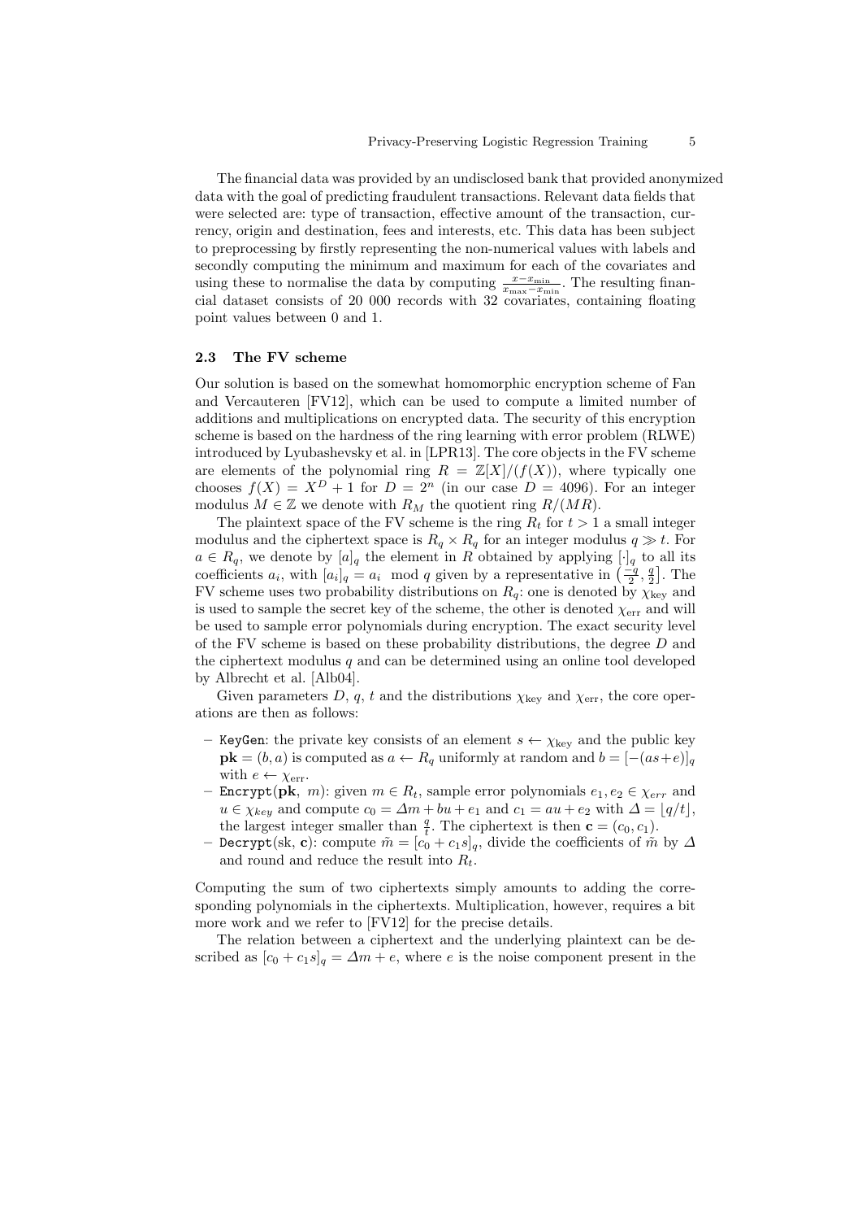The financial data was provided by an undisclosed bank that provided anonymized data with the goal of predicting fraudulent transactions. Relevant data fields that were selected are: type of transaction, effective amount of the transaction, currency, origin and destination, fees and interests, etc. This data has been subject to preprocessing by firstly representing the non-numerical values with labels and secondly computing the minimum and maximum for each of the covariates and using these to normalise the data by computing $\frac{x-x_{\min}}{x_{\max}-x_{\min}}$. The resulting financial dataset consists of 20 000 records with 32 covariates, containing floating point values between 0 and 1.

### 2.3 The FV scheme

Our solution is based on the somewhat homomorphic encryption scheme of Fan and Vercauteren [FV12], which can be used to compute a limited number of additions and multiplications on encrypted data. The security of this encryption scheme is based on the hardness of the ring learning with error problem (RLWE) introduced by Lyubashevsky et al. in [LPR13]. The core objects in the FV scheme are elements of the polynomial ring $R = \mathbb{Z}[X]/(f(X))$, where typically one chooses $f(X) = X^D + 1$ for $D = 2^n$ (in our case $D = 4096$). For an integer modulus $M \in \mathbb{Z}$ we denote with $R_M$ the quotient ring $R/(MR)$.

The plaintext space of the FV scheme is the ring $R_t$ for $t > 1$ a small integer modulus and the ciphertext space is $R_q \times R_q$ for an integer modulus $q \gg t$. For $a \in R_q$, we denote by $[a]_q$ the element in $R$ obtained by applying $[\cdot]_q$ to all its coefficients $a_i$, with $[a_i]_q = a_i \mod q$ given by a representative in $\left(\frac{-q}{2}, \frac{q}{2}\right]$. The FV scheme uses two probability distributions on $R_q$: one is denoted by $\chi_{\text{key}}$ and is used to sample the secret key of the scheme, the other is denoted $\chi_{\text{err}}$ and will be used to sample error polynomials during encryption. The exact security level of the FV scheme is based on these probability distributions, the degree $D$ and the ciphertext modulus $q$ and can be determined using an online tool developed by Albrecht et al. [Alb04].

Given parameters $D$, $q$, $t$ and the distributions $\chi_{\text{key}}$ and $\chi_{\text{err}}$, the core operations are then as follows:

- `KeyGen`: the private key consists of an element $s \leftarrow \chi_{\text{key}}$ and the public key $\mathbf{pk} = (b, a)$ is computed as $a \leftarrow R_q$ uniformly at random and $b = [-(as+e)]_q$ with $e \leftarrow \chi_{\text{err}}$.
- `Encrypt`($\mathbf{pk}$, $m$): given $m \in R_t$, sample error polynomials $e_1, e_2 \in \chi_{err}$ and $u \in \chi_{key}$ and compute $c_0 = \Delta m + bu + e_1$ and $c_1 = au + e_2$ with $\Delta = \lfloor q/t \rfloor$, the largest integer smaller than $\frac{q}{t}$. The ciphertext is then $\mathbf{c} = (c_0, c_1)$.
- `Decrypt`(sk, $\mathbf{c}$): compute $\tilde{m} = [c_0 + c_1 s]_q$, divide the coefficients of $\tilde{m}$ by $\Delta$ and round and reduce the result into $R_t$.

Computing the sum of two ciphertexts simply amounts to adding the corresponding polynomials in the ciphertexts. Multiplication, however, requires a bit more work and we refer to [FV12] for the precise details.

The relation between a ciphertext and the underlying plaintext can be described as $[c_0 + c_1 s]_q = \Delta m + e$, where $e$ is the noise component present in the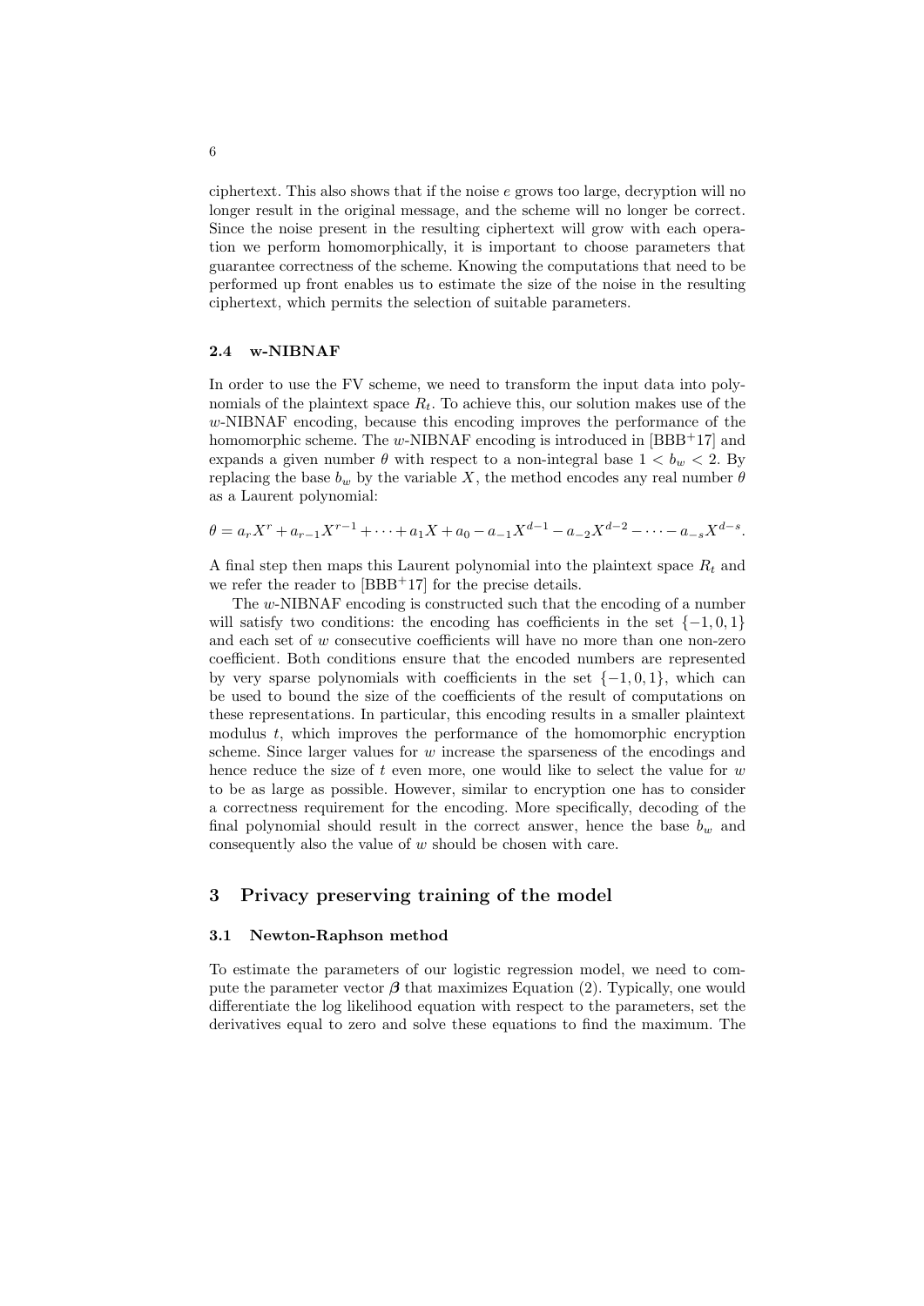ciphertext. This also shows that if the noise $e$ grows too large, decryption will no longer result in the original message, and the scheme will no longer be correct. Since the noise present in the resulting ciphertext will grow with each operation we perform homomorphically, it is important to choose parameters that guarantee correctness of the scheme. Knowing the computations that need to be performed up front enables us to estimate the size of the noise in the resulting ciphertext, which permits the selection of suitable parameters.

### 2.4 w-NIBNAF

In order to use the FV scheme, we need to transform the input data into polynomials of the plaintext space $R_t$. To achieve this, our solution makes use of the $w$-NIBNAF encoding, because this encoding improves the performance of the homomorphic scheme. The $w$-NIBNAF encoding is introduced in [BBB+17] and expands a given number $\theta$ with respect to a non-integral base $1 < b_w < 2$. By replacing the base $b_w$ by the variable $X$, the method encodes any real number $\theta$ as a Laurent polynomial:

$$\theta = a_r X^r + a_{r-1} X^{r-1} + \cdots + a_1 X + a_0 - a_{-1} X^{d-1} - a_{-2} X^{d-2} - \cdots - a_{-s} X^{d-s}.$$

A final step then maps this Laurent polynomial into the plaintext space $R_t$ and we refer the reader to [BBB+17] for the precise details.

The $w$-NIBNAF encoding is constructed such that the encoding of a number will satisfy two conditions: the encoding has coefficients in the set $\{-1, 0, 1\}$ and each set of $w$ consecutive coefficients will have no more than one non-zero coefficient. Both conditions ensure that the encoded numbers are represented by very sparse polynomials with coefficients in the set $\{-1, 0, 1\}$, which can be used to bound the size of the coefficients of the result of computations on these representations. In particular, this encoding results in a smaller plaintext modulus $t$, which improves the performance of the homomorphic encryption scheme. Since larger values for $w$ increase the sparseness of the encodings and hence reduce the size of $t$ even more, one would like to select the value for $w$ to be as large as possible. However, similar to encryption one has to consider a correctness requirement for the encoding. More specifically, decoding of the final polynomial should result in the correct answer, hence the base $b_w$ and consequently also the value of $w$ should be chosen with care.

## 3 Privacy preserving training of the model

### 3.1 Newton-Raphson method

To estimate the parameters of our logistic regression model, we need to compute the parameter vector $\boldsymbol{\beta}$ that maximizes Equation (2). Typically, one would differentiate the log likelihood equation with respect to the parameters, set the derivatives equal to zero and solve these equations to find the maximum. The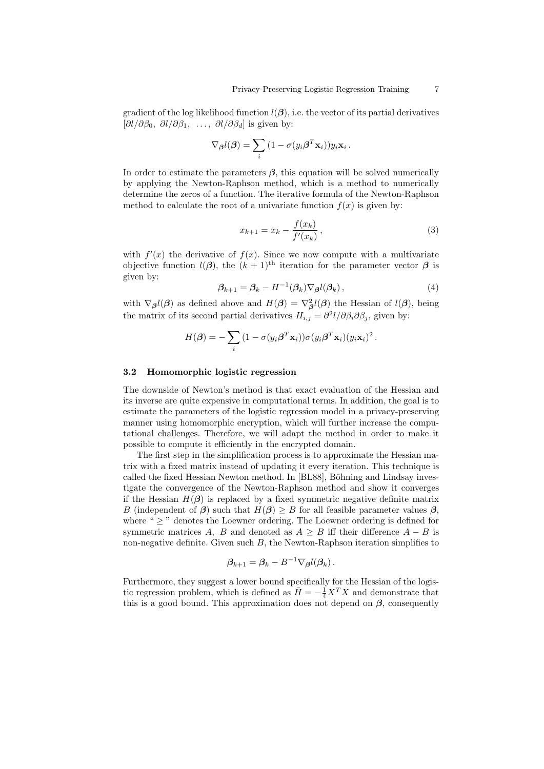gradient of the log likelihood function $l(\boldsymbol{\beta})$, i.e. the vector of its partial derivatives $[\partial l/\partial \beta_0,\ \partial l/\partial \beta_1,\ \ldots,\ \partial l/\partial \beta_d]$ is given by:

$$\nabla_{\boldsymbol{\beta}} l(\boldsymbol{\beta}) = \sum_i (1 - \sigma(y_i \boldsymbol{\beta}^T \mathbf{x}_i)) y_i \mathbf{x}_i \,.$$

In order to estimate the parameters $\boldsymbol{\beta}$, this equation will be solved numerically by applying the Newton-Raphson method, which is a method to numerically determine the zeros of a function. The iterative formula of the Newton-Raphson method to calculate the root of a univariate function $f(x)$ is given by:

$$x_{k+1} = x_k - \frac{f(x_k)}{f'(x_k)} \,, \tag{3}$$

with $f'(x)$ the derivative of $f(x)$. Since we now compute with a multivariate objective function $l(\boldsymbol{\beta})$, the $(k+1)^{\text{th}}$ iteration for the parameter vector $\boldsymbol{\beta}$ is given by:

$$\boldsymbol{\beta}_{k+1} = \boldsymbol{\beta}_k - H^{-1}(\boldsymbol{\beta}_k) \nabla_{\boldsymbol{\beta}} l(\boldsymbol{\beta}_k) \,, \tag{4}$$

with $\nabla_{\boldsymbol{\beta}} l(\boldsymbol{\beta})$ as defined above and $H(\boldsymbol{\beta}) = \nabla^2_{\boldsymbol{\beta}} l(\boldsymbol{\beta})$ the Hessian of $l(\boldsymbol{\beta})$, being the matrix of its second partial derivatives $H_{i,j} = \partial^2 l / \partial \beta_i \partial \beta_j$, given by:

$$H(\boldsymbol{\beta}) = -\sum_i (1 - \sigma(y_i \boldsymbol{\beta}^T \mathbf{x}_i)) \sigma(y_i \boldsymbol{\beta}^T \mathbf{x}_i) (y_i \mathbf{x}_i)^2 \,.$$

### 3.2 Homomorphic logistic regression

The downside of Newton's method is that exact evaluation of the Hessian and its inverse are quite expensive in computational terms. In addition, the goal is to estimate the parameters of the logistic regression model in a privacy-preserving manner using homomorphic encryption, which will further increase the computational challenges. Therefore, we will adapt the method in order to make it possible to compute it efficiently in the encrypted domain.

The first step in the simplification process is to approximate the Hessian matrix with a fixed matrix instead of updating it every iteration. This technique is called the fixed Hessian Newton method. In [BL88], Böhning and Lindsay investigate the convergence of the Newton-Raphson method and show it converges if the Hessian $H(\boldsymbol{\beta})$ is replaced by a fixed symmetric negative definite matrix $B$ (independent of $\boldsymbol{\beta}$) such that $H(\boldsymbol{\beta}) \geq B$ for all feasible parameter values $\boldsymbol{\beta}$, where "$\geq$" denotes the Loewner ordering. The Loewner ordering is defined for symmetric matrices $A,\ B$ and denoted as $A \geq B$ iff their difference $A - B$ is non-negative definite. Given such $B$, the Newton-Raphson iteration simplifies to

$$\boldsymbol{\beta}_{k+1} = \boldsymbol{\beta}_k - B^{-1} \nabla_{\boldsymbol{\beta}} l(\boldsymbol{\beta}_k) \,.$$

Furthermore, they suggest a lower bound specifically for the Hessian of the logistic regression problem, which is defined as $\bar{H} = -\frac{1}{4} X^T X$ and demonstrate that this is a good bound. This approximation does not depend on $\boldsymbol{\beta}$, consequently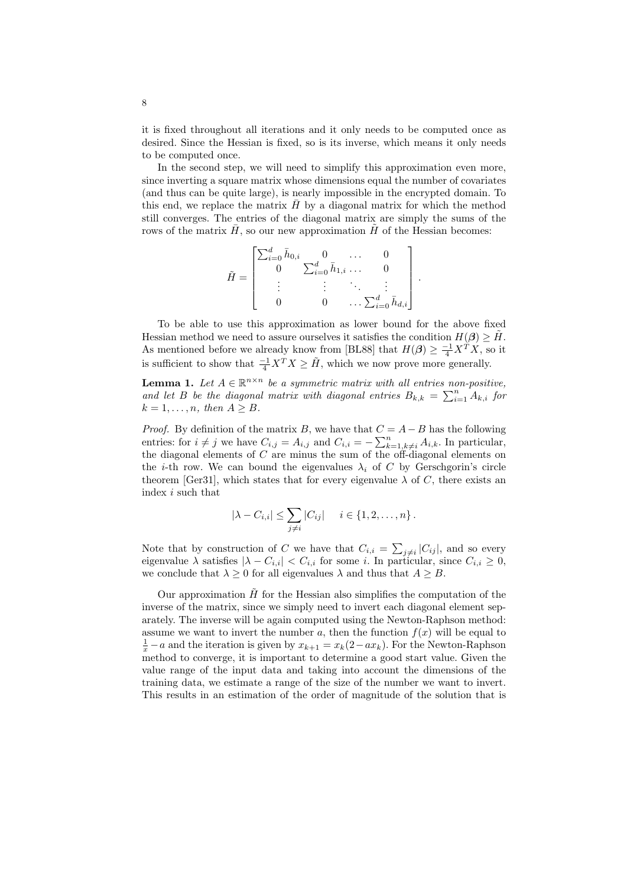it is fixed throughout all iterations and it only needs to be computed once as desired. Since the Hessian is fixed, so is its inverse, which means it only needs to be computed once.

In the second step, we will need to simplify this approximation even more, since inverting a square matrix whose dimensions equal the number of covariates (and thus can be quite large), is nearly impossible in the encrypted domain. To this end, we replace the matrix $\bar{H}$ by a diagonal matrix for which the method still converges. The entries of the diagonal matrix are simply the sums of the rows of the matrix $\bar{H}$, so our new approximation $\tilde{H}$ of the Hessian becomes:

$$\tilde{H} = \begin{bmatrix} \sum_{i=0}^{d} \bar{h}_{0,i} & 0 & \dots & 0 \\ 0 & \sum_{i=0}^{d} \bar{h}_{1,i} & \dots & 0 \\ \vdots & \vdots & \ddots & \vdots \\ 0 & 0 & \dots & \sum_{i=0}^{d} \bar{h}_{d,i} \end{bmatrix}.$$

To be able to use this approximation as lower bound for the above fixed Hessian method we need to assure ourselves it satisfies the condition $H(\boldsymbol{\beta}) \geq \tilde{H}$. As mentioned before we already know from [BL88] that $H(\boldsymbol{\beta}) \geq \frac{-1}{4} X^T X$, so it is sufficient to show that $\frac{-1}{4} X^T X \geq \tilde{H}$, which we now prove more generally.

**Lemma 1.** *Let $A \in \mathbb{R}^{n \times n}$ be a symmetric matrix with all entries non-positive, and let $B$ be the diagonal matrix with diagonal entries $B_{k,k} = \sum_{i=1}^{n} A_{k,i}$ for $k = 1, \dots, n$, then $A \geq B$.*

*Proof.* By definition of the matrix $B$, we have that $C = A - B$ has the following entries: for $i \neq j$ we have $C_{i,j} = A_{i,j}$ and $C_{i,i} = -\sum_{k=1, k \neq i}^{n} A_{i,k}$. In particular, the diagonal elements of $C$ are minus the sum of the off-diagonal elements on the $i$-th row. We can bound the eigenvalues $\lambda_i$ of $C$ by Gerschgorin's circle theorem [Ger31], which states that for every eigenvalue $\lambda$ of $C$, there exists an index $i$ such that

$$|\lambda - C_{i,i}| \leq \sum_{j \neq i} |C_{ij}| \quad i \in \{1, 2, \dots, n\}.$$

Note that by construction of $C$ we have that $C_{i,i} = \sum_{j \neq i} |C_{ij}|$, and so every eigenvalue $\lambda$ satisfies $|\lambda - C_{i,i}| < C_{i,i}$ for some $i$. In particular, since $C_{i,i} \geq 0$, we conclude that $\lambda \geq 0$ for all eigenvalues $\lambda$ and thus that $A \geq B$.

Our approximation $\tilde{H}$ for the Hessian also simplifies the computation of the inverse of the matrix, since we simply need to invert each diagonal element separately. The inverse will be again computed using the Newton-Raphson method: assume we want to invert the number $a$, then the function $f(x)$ will be equal to $\frac{1}{x} - a$ and the iteration is given by $x_{k+1} = x_k(2 - a x_k)$. For the Newton-Raphson method to converge, it is important to determine a good start value. Given the value range of the input data and taking into account the dimensions of the training data, we estimate a range of the size of the number we want to invert. This results in an estimation of the order of magnitude of the solution that is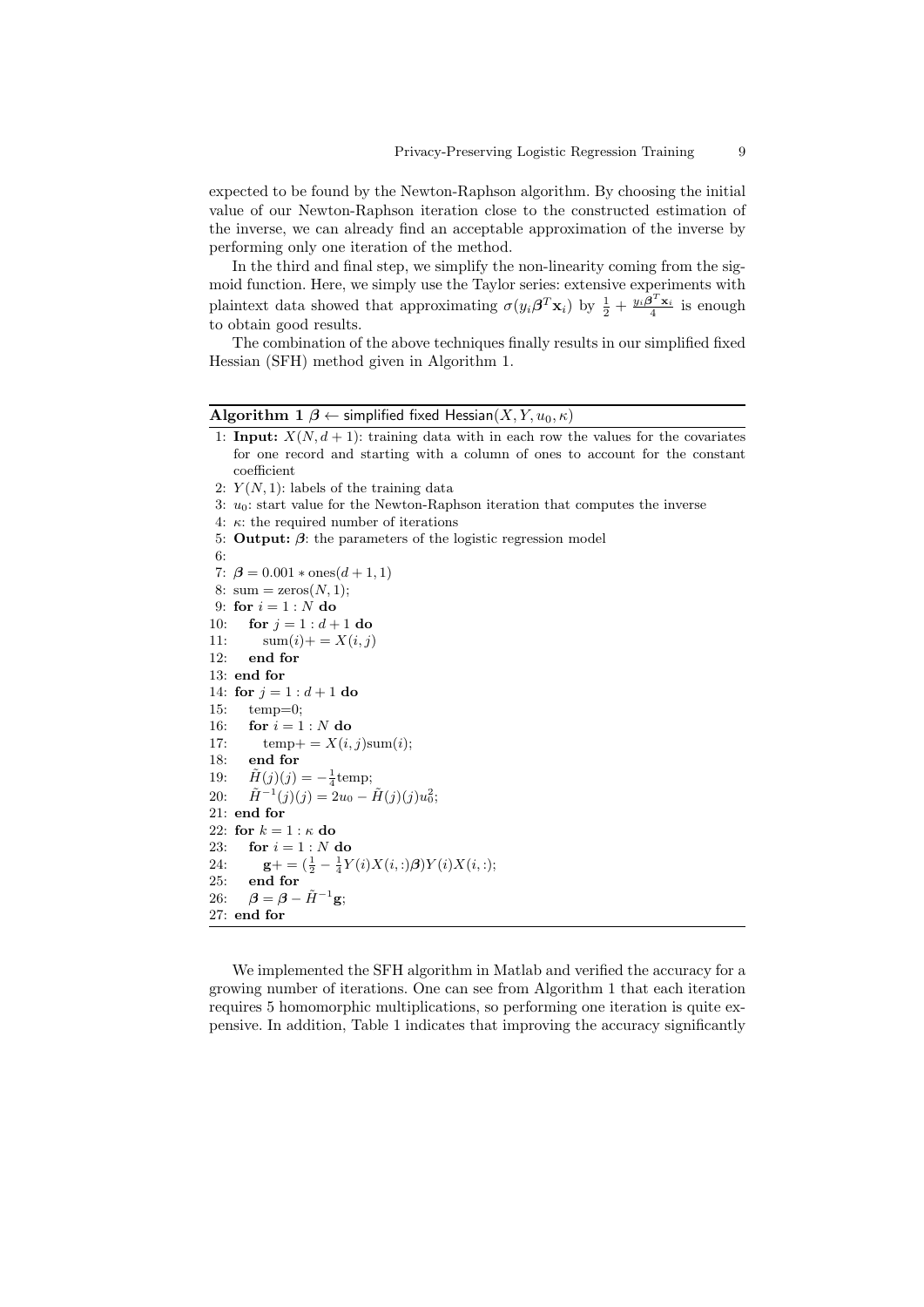expected to be found by the Newton-Raphson algorithm. By choosing the initial value of our Newton-Raphson iteration close to the constructed estimation of the inverse, we can already find an acceptable approximation of the inverse by performing only one iteration of the method.

In the third and final step, we simplify the non-linearity coming from the sigmoid function. Here, we simply use the Taylor series: extensive experiments with plaintext data showed that approximating $\sigma(y_i \boldsymbol{\beta}^T \mathbf{x}_i)$ by $\frac{1}{2} + \frac{y_i \boldsymbol{\beta}^T \mathbf{x}_i}{4}$ is enough to obtain good results.

The combination of the above techniques finally results in our simplified fixed Hessian (SFH) method given in Algorithm 1.

**Algorithm 1** $\boldsymbol{\beta} \leftarrow$ simplified fixed Hessian$(X, Y, u_0, \kappa)$

```
1: Input: X(N, d+1): training data with in each row the values for the covariates
   for one record and starting with a column of ones to account for the constant
   coefficient
2: Y(N, 1): labels of the training data
3: u_0: start value for the Newton-Raphson iteration that computes the inverse
4: κ: the required number of iterations
5: Output: β: the parameters of the logistic regression model
6:
7: β = 0.001 * ones(d + 1, 1)
8: sum = zeros(N, 1);
9: for i = 1 : N do
10:    for j = 1 : d + 1 do
11:       sum(i) += X(i, j)
12:    end for
13: end for
14: for j = 1 : d + 1 do
15:    temp=0;
16:    for i = 1 : N do
17:       temp += X(i, j)sum(i);
18:    end for
19:    H̃(j)(j) = -(1/4)temp;
20:    H̃^{-1}(j)(j) = 2u_0 - H̃(j)(j)u_0^2;
21: end for
22: for k = 1 : κ do
23:    for i = 1 : N do
24:       g += (1/2 - (1/4)Y(i)X(i, :)β)Y(i)X(i, :);
25:    end for
26:    β = β - H̃^{-1}g;
27: end for
```

We implemented the SFH algorithm in Matlab and verified the accuracy for a growing number of iterations. One can see from Algorithm 1 that each iteration requires 5 homomorphic multiplications, so performing one iteration is quite expensive. In addition, Table 1 indicates that improving the accuracy significantly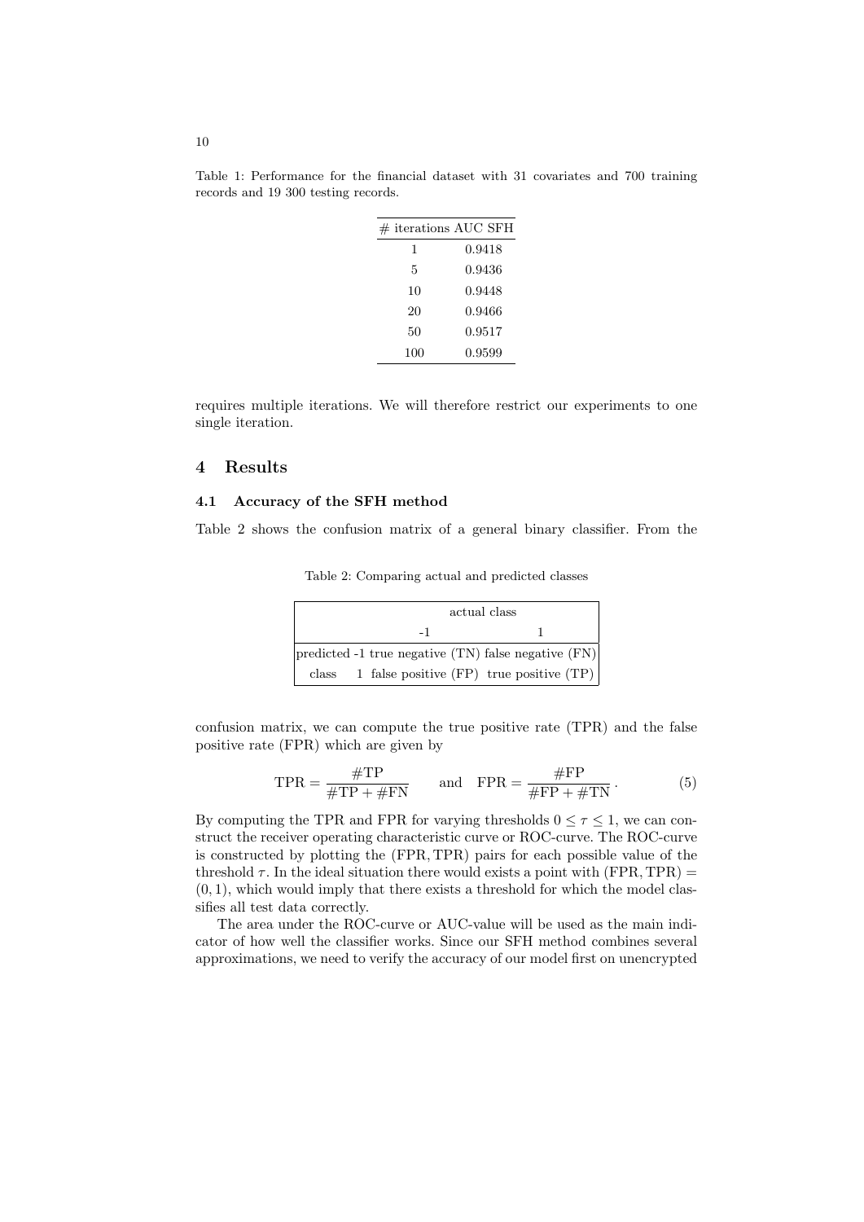Table 1: Performance for the financial dataset with 31 covariates and 700 training records and 19 300 testing records.

| # iterations | AUC SFH |
|---|---|
| 1 | 0.9418 |
| 5 | 0.9436 |
| 10 | 0.9448 |
| 20 | 0.9466 |
| 50 | 0.9517 |
| 100 | 0.9599 |

requires multiple iterations. We will therefore restrict our experiments to one single iteration.

## 4 Results

### 4.1 Accuracy of the SFH method

Table 2 shows the confusion matrix of a general binary classifier. From the

Table 2: Comparing actual and predicted classes

| | | actual class | |
|---|---|---|---|
| | | -1 | 1 |
| predicted | -1 | true negative (TN) | false negative (FN) |
| class | 1 | false positive (FP) | true positive (TP) |

confusion matrix, we can compute the true positive rate (TPR) and the false positive rate (FPR) which are given by

$$\mathrm{TPR} = \frac{\#\mathrm{TP}}{\#\mathrm{TP} + \#\mathrm{FN}} \qquad \text{and} \quad \mathrm{FPR} = \frac{\#\mathrm{FP}}{\#\mathrm{FP} + \#\mathrm{TN}} \,. \tag{5}$$

By computing the TPR and FPR for varying thresholds $0 \leq \tau \leq 1$, we can construct the receiver operating characteristic curve or ROC-curve. The ROC-curve is constructed by plotting the $(\mathrm{FPR}, \mathrm{TPR})$ pairs for each possible value of the threshold $\tau$. In the ideal situation there would exists a point with $(\mathrm{FPR}, \mathrm{TPR}) = (0, 1)$, which would imply that there exists a threshold for which the model classifies all test data correctly.

The area under the ROC-curve or AUC-value will be used as the main indicator of how well the classifier works. Since our SFH method combines several approximations, we need to verify the accuracy of our model first on unencrypted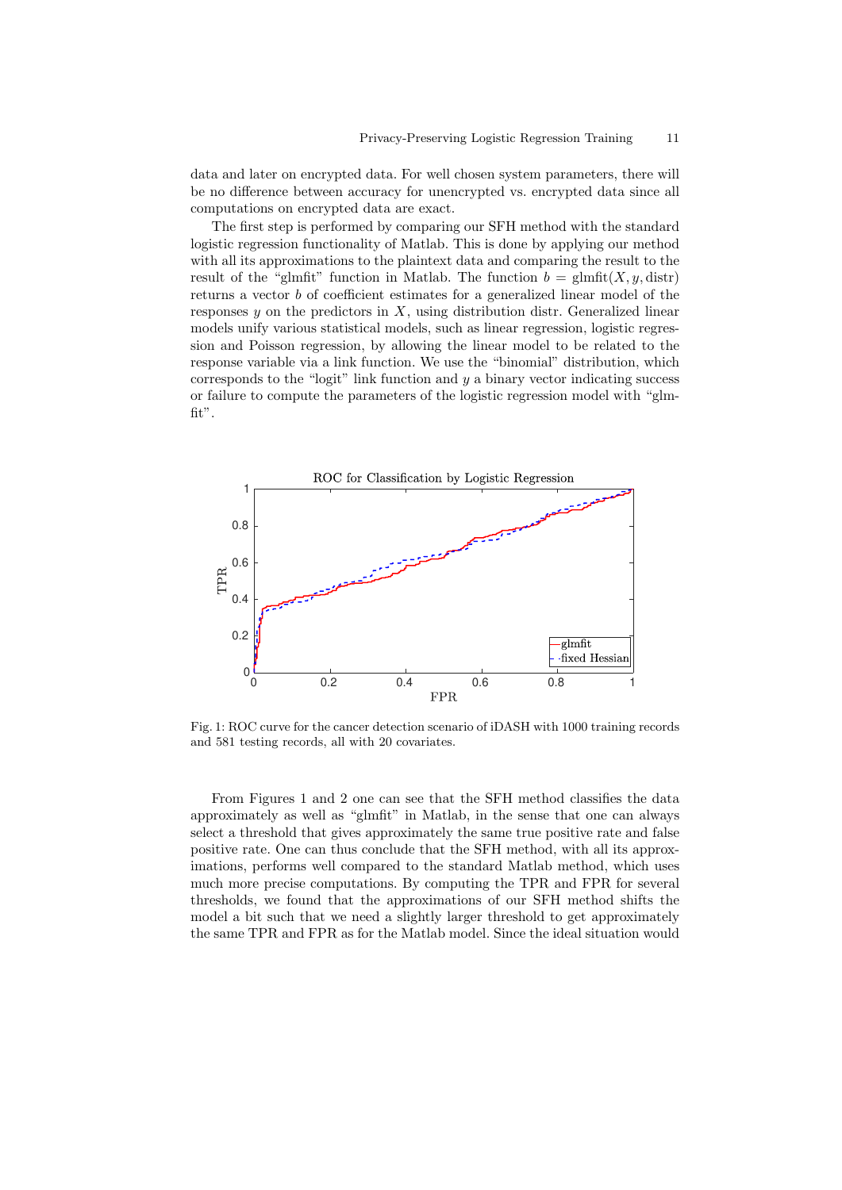data and later on encrypted data. For well chosen system parameters, there will be no difference between accuracy for unencrypted vs. encrypted data since all computations on encrypted data are exact.

The first step is performed by comparing our SFH method with the standard logistic regression functionality of Matlab. This is done by applying our method with all its approximations to the plaintext data and comparing the result to the result of the "glmfit" function in Matlab. The function $b = \text{glmfit}(X, y, \text{distr})$ returns a vector $b$ of coefficient estimates for a generalized linear model of the responses $y$ on the predictors in $X$, using distribution distr. Generalized linear models unify various statistical models, such as linear regression, logistic regression and Poisson regression, by allowing the linear model to be related to the response variable via a link function. We use the "binomial" distribution, which corresponds to the "logit" link function and $y$ a binary vector indicating success or failure to compute the parameters of the logistic regression model with "glmfit".

Fig. 1: ROC curve for the cancer detection scenario of iDASH with 1000 training records and 581 testing records, all with 20 covariates.

From Figures 1 and 2 one can see that the SFH method classifies the data approximately as well as "glmfit" in Matlab, in the sense that one can always select a threshold that gives approximately the same true positive rate and false positive rate. One can thus conclude that the SFH method, with all its approximations, performs well compared to the standard Matlab method, which uses much more precise computations. By computing the TPR and FPR for several thresholds, we found that the approximations of our SFH method shifts the model a bit such that we need a slightly larger threshold to get approximately the same TPR and FPR as for the Matlab model. Since the ideal situation would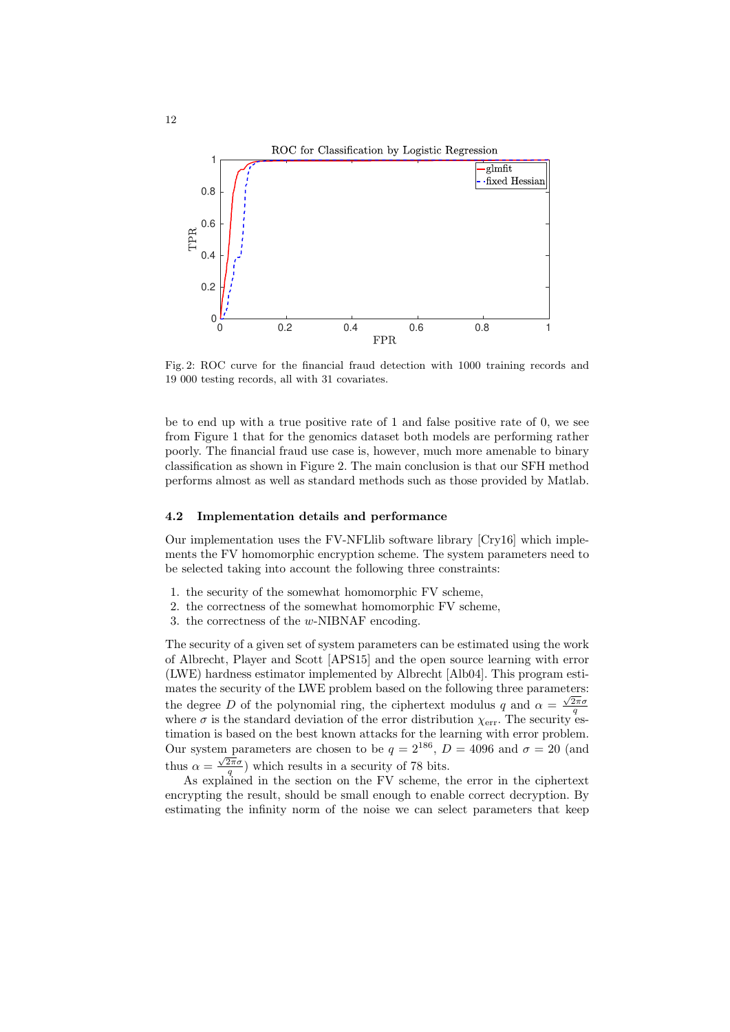Fig. 2: ROC curve for the financial fraud detection with 1000 training records and 19 000 testing records, all with 31 covariates.

be to end up with a true positive rate of 1 and false positive rate of 0, we see from Figure 1 that for the genomics dataset both models are performing rather poorly. The financial fraud use case is, however, much more amenable to binary classification as shown in Figure 2. The main conclusion is that our SFH method performs almost as well as standard methods such as those provided by Matlab.

### 4.2 Implementation details and performance

Our implementation uses the FV-NFLlib software library [Cry16] which implements the FV homomorphic encryption scheme. The system parameters need to be selected taking into account the following three constraints:

1. the security of the somewhat homomorphic FV scheme,
2. the correctness of the somewhat homomorphic FV scheme,
3. the correctness of the $w$-NIBNAF encoding.

The security of a given set of system parameters can be estimated using the work of Albrecht, Player and Scott [APS15] and the open source learning with error (LWE) hardness estimator implemented by Albrecht [Alb04]. This program estimates the security of the LWE problem based on the following three parameters: the degree $D$ of the polynomial ring, the ciphertext modulus $q$ and $\alpha = \frac{\sqrt{2\pi}\sigma}{q}$ where $\sigma$ is the standard deviation of the error distribution $\chi_{\text{err}}$. The security estimation is based on the best known attacks for the learning with error problem. Our system parameters are chosen to be $q = 2^{186}$, $D = 4096$ and $\sigma = 20$ (and thus $\alpha = \frac{\sqrt{2\pi}\sigma}{q}$) which results in a security of 78 bits.

As explained in the section on the FV scheme, the error in the ciphertext encrypting the result, should be small enough to enable correct decryption. By estimating the infinity norm of the noise we can select parameters that keep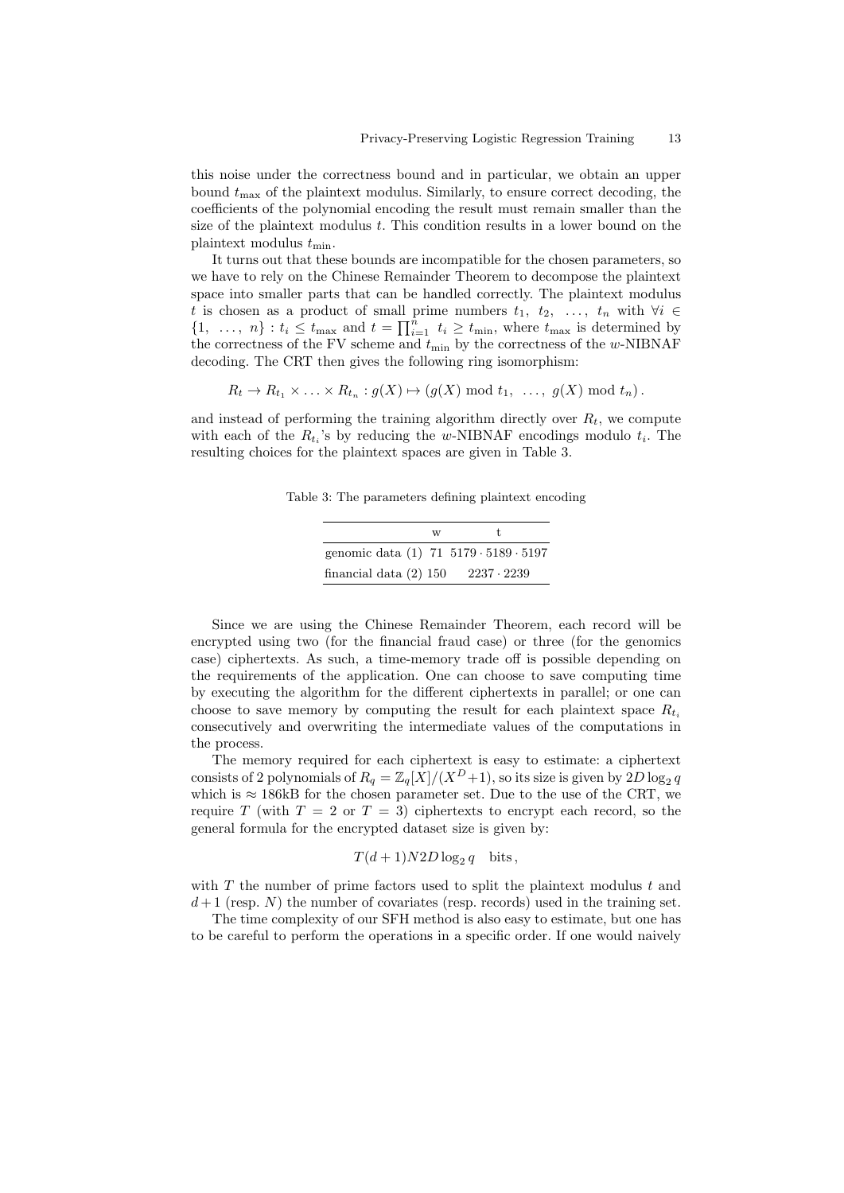this noise under the correctness bound and in particular, we obtain an upper bound $t_{\max}$ of the plaintext modulus. Similarly, to ensure correct decoding, the coefficients of the polynomial encoding the result must remain smaller than the size of the plaintext modulus $t$. This condition results in a lower bound on the plaintext modulus $t_{\min}$.

It turns out that these bounds are incompatible for the chosen parameters, so we have to rely on the Chinese Remainder Theorem to decompose the plaintext space into smaller parts that can be handled correctly. The plaintext modulus $t$ is chosen as a product of small prime numbers $t_1,\ t_2,\ \ldots,\ t_n$ with $\forall i \in \{1,\ \ldots,\ n\} : t_i \leq t_{\max}$ and $t = \prod_{i=1}^{n}\ t_i \geq t_{\min}$, where $t_{\max}$ is determined by the correctness of the FV scheme and $t_{\min}$ by the correctness of the $w$-NIBNAF decoding. The CRT then gives the following ring isomorphism:

$$R_t \to R_{t_1} \times \ldots \times R_{t_n} : g(X) \mapsto (g(X) \bmod t_1,\ \ldots,\ g(X) \bmod t_n)\,.$$

and instead of performing the training algorithm directly over $R_t$, we compute with each of the $R_{t_i}$'s by reducing the $w$-NIBNAF encodings modulo $t_i$. The resulting choices for the plaintext spaces are given in Table 3.

Table 3: The parameters defining plaintext encoding

| | w | t |
|---|---|---|
| genomic data (1) | 71 | $5179 \cdot 5189 \cdot 5197$ |
| financial data (2) | 150 | $2237 \cdot 2239$ |

Since we are using the Chinese Remainder Theorem, each record will be encrypted using two (for the financial fraud case) or three (for the genomics case) ciphertexts. As such, a time-memory trade off is possible depending on the requirements of the application. One can choose to save computing time by executing the algorithm for the different ciphertexts in parallel; or one can choose to save memory by computing the result for each plaintext space $R_{t_i}$ consecutively and overwriting the intermediate values of the computations in the process.

The memory required for each ciphertext is easy to estimate: a ciphertext consists of 2 polynomials of $R_q = \mathbb{Z}_q[X]/(X^D+1)$, so its size is given by $2D \log_2 q$ which is $\approx$ 186kB for the chosen parameter set. Due to the use of the CRT, we require $T$ (with $T = 2$ or $T = 3$) ciphertexts to encrypt each record, so the general formula for the encrypted dataset size is given by:

$$T(d+1)N2D\log_2 q \quad \text{bits}\,,$$

with $T$ the number of prime factors used to split the plaintext modulus $t$ and $d+1$ (resp. $N$) the number of covariates (resp. records) used in the training set.

The time complexity of our SFH method is also easy to estimate, but one has to be careful to perform the operations in a specific order. If one would naively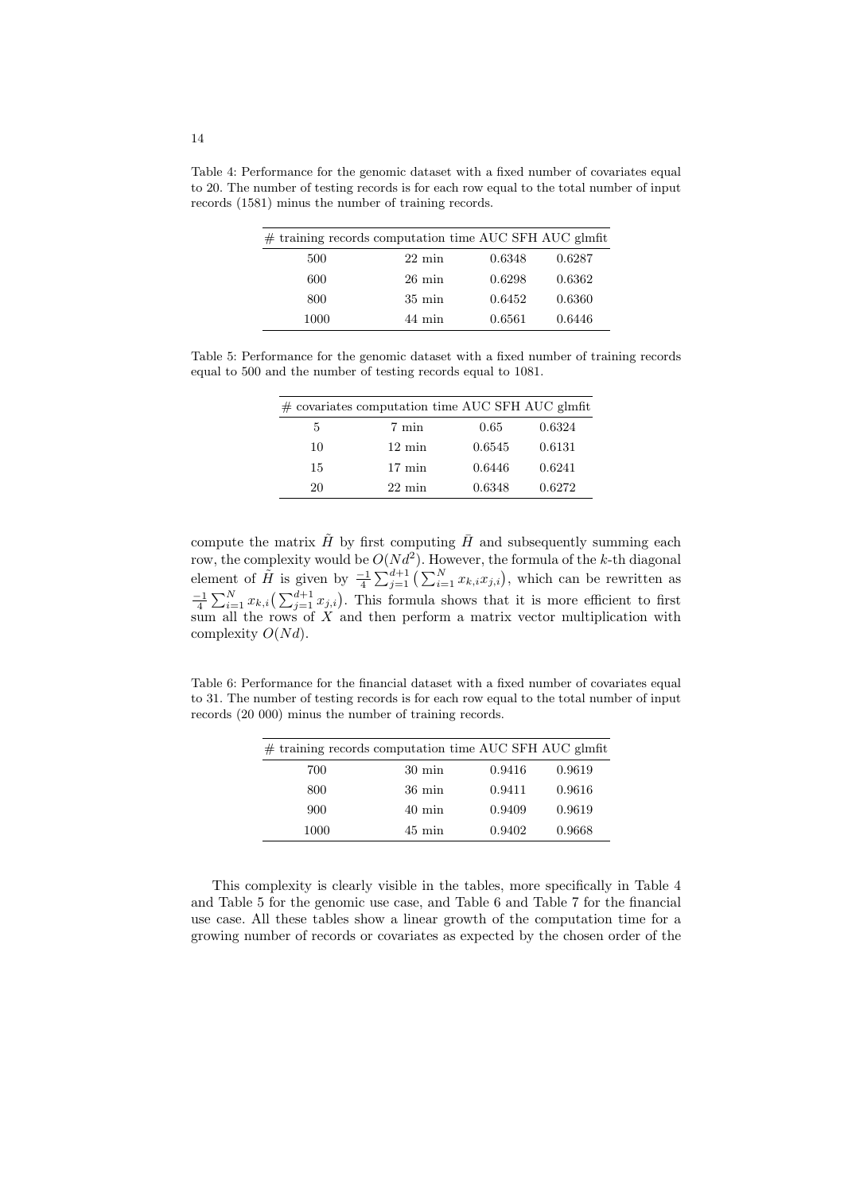Table 4: Performance for the genomic dataset with a fixed number of covariates equal to 20. The number of testing records is for each row equal to the total number of input records (1581) minus the number of training records.

| # training records | computation time | AUC SFH | AUC glmfit |
|---|---|---|---|
| 500 | 22 min | 0.6348 | 0.6287 |
| 600 | 26 min | 0.6298 | 0.6362 |
| 800 | 35 min | 0.6452 | 0.6360 |
| 1000 | 44 min | 0.6561 | 0.6446 |

Table 5: Performance for the genomic dataset with a fixed number of training records equal to 500 and the number of testing records equal to 1081.

| # covariates | computation time | AUC SFH | AUC glmfit |
|---|---|---|---|
| 5 | 7 min | 0.65 | 0.6324 |
| 10 | 12 min | 0.6545 | 0.6131 |
| 15 | 17 min | 0.6446 | 0.6241 |
| 20 | 22 min | 0.6348 | 0.6272 |

compute the matrix $\tilde{H}$ by first computing $\bar{H}$ and subsequently summing each row, the complexity would be $O(Nd^2)$. However, the formula of the $k$-th diagonal element of $\tilde{H}$ is given by $\frac{-1}{4}\sum_{j=1}^{d+1}\left(\sum_{i=1}^{N} x_{k,i}x_{j,i}\right)$, which can be rewritten as $\frac{-1}{4}\sum_{i=1}^{N} x_{k,i}\left(\sum_{j=1}^{d+1} x_{j,i}\right)$. This formula shows that it is more efficient to first sum all the rows of $X$ and then perform a matrix vector multiplication with complexity $O(Nd)$.

Table 6: Performance for the financial dataset with a fixed number of covariates equal to 31. The number of testing records is for each row equal to the total number of input records (20 000) minus the number of training records.

| # training records | computation time | AUC SFH | AUC glmfit |
|---|---|---|---|
| 700 | 30 min | 0.9416 | 0.9619 |
| 800 | 36 min | 0.9411 | 0.9616 |
| 900 | 40 min | 0.9409 | 0.9619 |
| 1000 | 45 min | 0.9402 | 0.9668 |

This complexity is clearly visible in the tables, more specifically in Table 4 and Table 5 for the genomic use case, and Table 6 and Table 7 for the financial use case. All these tables show a linear growth of the computation time for a growing number of records or covariates as expected by the chosen order of the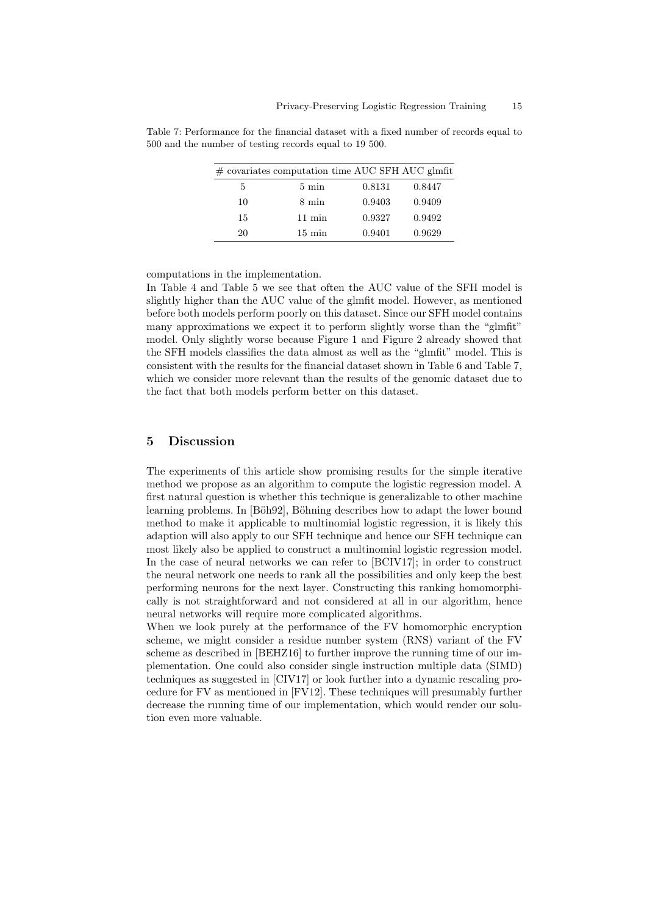Table 7: Performance for the financial dataset with a fixed number of records equal to 500 and the number of testing records equal to 19 500.

| # covariates | computation time | AUC SFH | AUC glmfit |
|---|---|---|---|
| 5 | 5 min | 0.8131 | 0.8447 |
| 10 | 8 min | 0.9403 | 0.9409 |
| 15 | 11 min | 0.9327 | 0.9492 |
| 20 | 15 min | 0.9401 | 0.9629 |

computations in the implementation.
In Table 4 and Table 5 we see that often the AUC value of the SFH model is slightly higher than the AUC value of the glmfit model. However, as mentioned before both models perform poorly on this dataset. Since our SFH model contains many approximations we expect it to perform slightly worse than the "glmfit" model. Only slightly worse because Figure 1 and Figure 2 already showed that the SFH models classifies the data almost as well as the "glmfit" model. This is consistent with the results for the financial dataset shown in Table 6 and Table 7, which we consider more relevant than the results of the genomic dataset due to the fact that both models perform better on this dataset.

## 5 Discussion

The experiments of this article show promising results for the simple iterative method we propose as an algorithm to compute the logistic regression model. A first natural question is whether this technique is generalizable to other machine learning problems. In [Böh92], Böhning describes how to adapt the lower bound method to make it applicable to multinomial logistic regression, it is likely this adaption will also apply to our SFH technique and hence our SFH technique can most likely also be applied to construct a multinomial logistic regression model. In the case of neural networks we can refer to [BCIV17]; in order to construct the neural network one needs to rank all the possibilities and only keep the best performing neurons for the next layer. Constructing this ranking homomorphically is not straightforward and not considered at all in our algorithm, hence neural networks will require more complicated algorithms.
When we look purely at the performance of the FV homomorphic encryption scheme, we might consider a residue number system (RNS) variant of the FV scheme as described in [BEHZ16] to further improve the running time of our implementation. One could also consider single instruction multiple data (SIMD) techniques as suggested in [CIV17] or look further into a dynamic rescaling procedure for FV as mentioned in [FV12]. These techniques will presumably further decrease the running time of our implementation, which would render our solution even more valuable.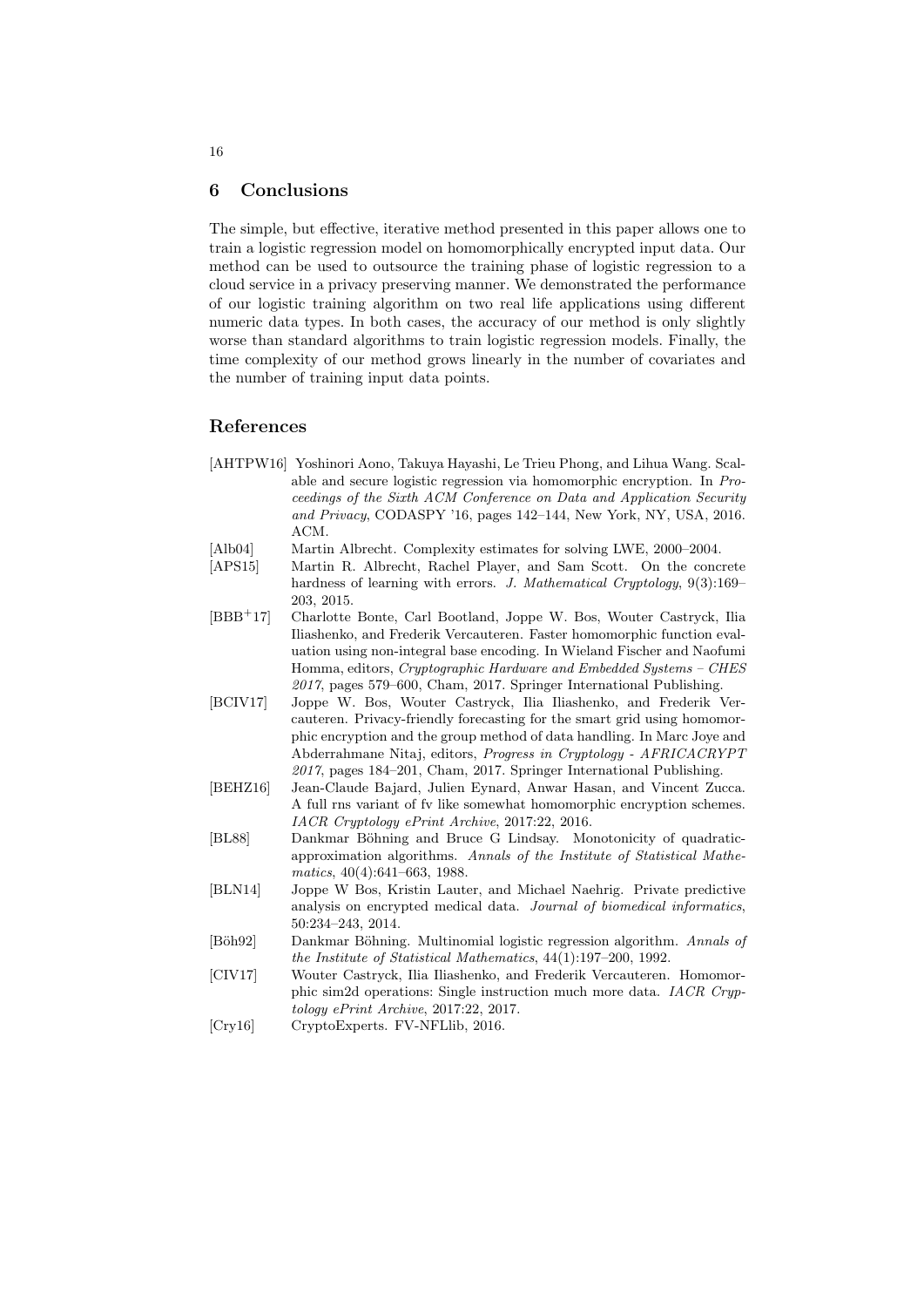## 6 Conclusions

The simple, but effective, iterative method presented in this paper allows one to train a logistic regression model on homomorphically encrypted input data. Our method can be used to outsource the training phase of logistic regression to a cloud service in a privacy preserving manner. We demonstrated the performance of our logistic training algorithm on two real life applications using different numeric data types. In both cases, the accuracy of our method is only slightly worse than standard algorithms to train logistic regression models. Finally, the time complexity of our method grows linearly in the number of covariates and the number of training input data points.

## References

[AHTPW16] Yoshinori Aono, Takuya Hayashi, Le Trieu Phong, and Lihua Wang. Scalable and secure logistic regression via homomorphic encryption. In *Proceedings of the Sixth ACM Conference on Data and Application Security and Privacy*, CODASPY '16, pages 142–144, New York, NY, USA, 2016. ACM.

[Alb04] Martin Albrecht. Complexity estimates for solving LWE, 2000–2004.

[APS15] Martin R. Albrecht, Rachel Player, and Sam Scott. On the concrete hardness of learning with errors. *J. Mathematical Cryptology*, 9(3):169–203, 2015.

[BBB+17] Charlotte Bonte, Carl Bootland, Joppe W. Bos, Wouter Castryck, Ilia Iliashenko, and Frederik Vercauteren. Faster homomorphic function evaluation using non-integral base encoding. In Wieland Fischer and Naofumi Homma, editors, *Cryptographic Hardware and Embedded Systems – CHES 2017*, pages 579–600, Cham, 2017. Springer International Publishing.

[BCIV17] Joppe W. Bos, Wouter Castryck, Ilia Iliashenko, and Frederik Vercauteren. Privacy-friendly forecasting for the smart grid using homomorphic encryption and the group method of data handling. In Marc Joye and Abderrahmane Nitaj, editors, *Progress in Cryptology - AFRICACRYPT 2017*, pages 184–201, Cham, 2017. Springer International Publishing.

[BEHZ16] Jean-Claude Bajard, Julien Eynard, Anwar Hasan, and Vincent Zucca. A full rns variant of fv like somewhat homomorphic encryption schemes. *IACR Cryptology ePrint Archive*, 2017:22, 2016.

[BL88] Dankmar Böhning and Bruce G Lindsay. Monotonicity of quadratic-approximation algorithms. *Annals of the Institute of Statistical Mathematics*, 40(4):641–663, 1988.

[BLN14] Joppe W Bos, Kristin Lauter, and Michael Naehrig. Private predictive analysis on encrypted medical data. *Journal of biomedical informatics*, 50:234–243, 2014.

[Böh92] Dankmar Böhning. Multinomial logistic regression algorithm. *Annals of the Institute of Statistical Mathematics*, 44(1):197–200, 1992.

[CIV17] Wouter Castryck, Ilia Iliashenko, and Frederik Vercauteren. Homomorphic sim2d operations: Single instruction much more data. *IACR Cryptology ePrint Archive*, 2017:22, 2017.

[Cry16] CryptoExperts. FV-NFLlib, 2016.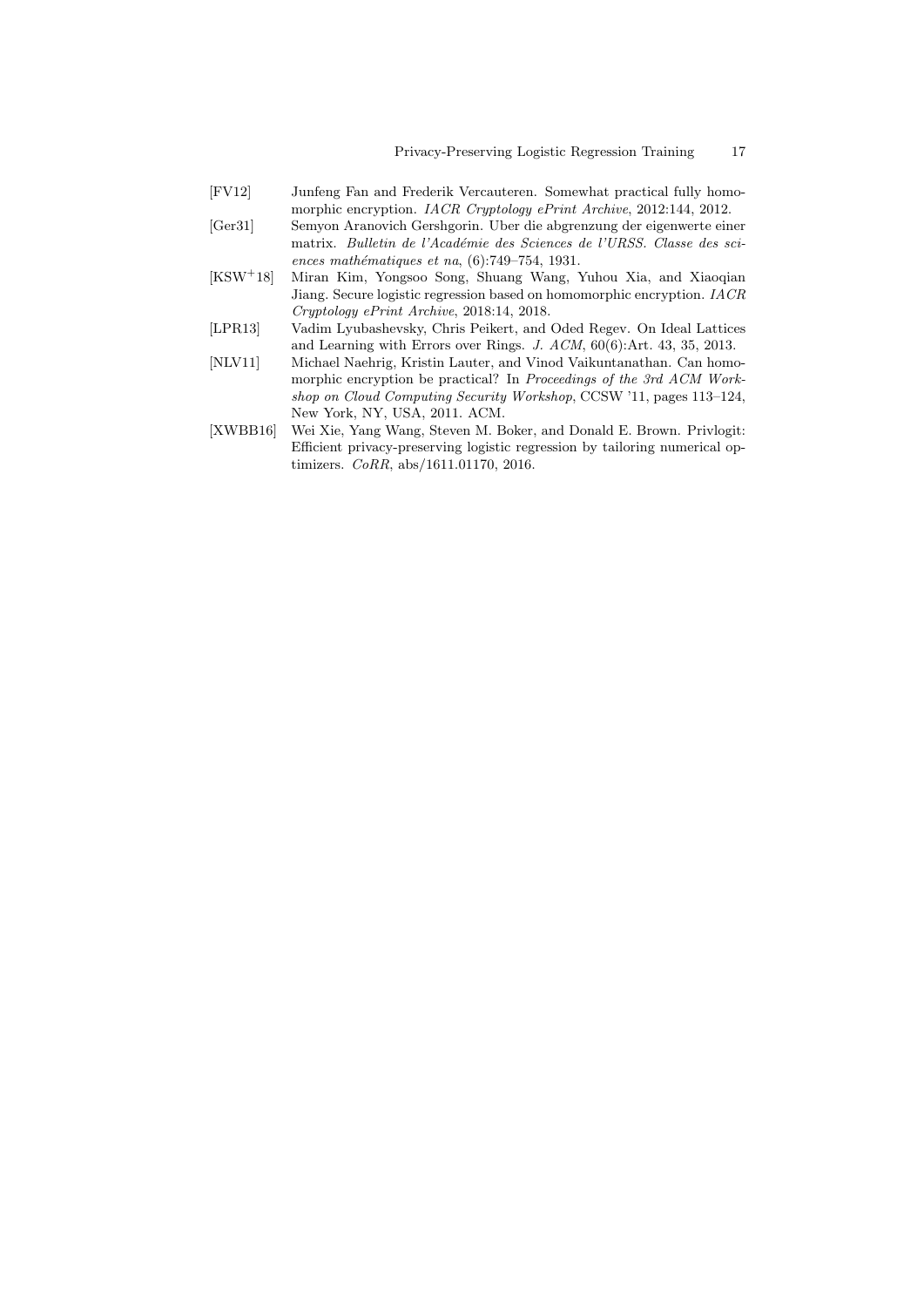[FV12] Junfeng Fan and Frederik Vercauteren. Somewhat practical fully homomorphic encryption. *IACR Cryptology ePrint Archive*, 2012:144, 2012.

[Ger31] Semyon Aranovich Gershgorin. Uber die abgrenzung der eigenwerte einer matrix. *Bulletin de l'Académie des Sciences de l'URSS. Classe des sciences mathématiques et na*, (6):749–754, 1931.

[KSW+18] Miran Kim, Yongsoo Song, Shuang Wang, Yuhou Xia, and Xiaoqian Jiang. Secure logistic regression based on homomorphic encryption. *IACR Cryptology ePrint Archive*, 2018:14, 2018.

[LPR13] Vadim Lyubashevsky, Chris Peikert, and Oded Regev. On Ideal Lattices and Learning with Errors over Rings. *J. ACM*, 60(6):Art. 43, 35, 2013.

[NLV11] Michael Naehrig, Kristin Lauter, and Vinod Vaikuntanathan. Can homomorphic encryption be practical? In *Proceedings of the 3rd ACM Workshop on Cloud Computing Security Workshop*, CCSW '11, pages 113–124, New York, NY, USA, 2011. ACM.

[XWBB16] Wei Xie, Yang Wang, Steven M. Boker, and Donald E. Brown. Privlogit: Efficient privacy-preserving logistic regression by tailoring numerical optimizers. *CoRR*, abs/1611.01170, 2016.